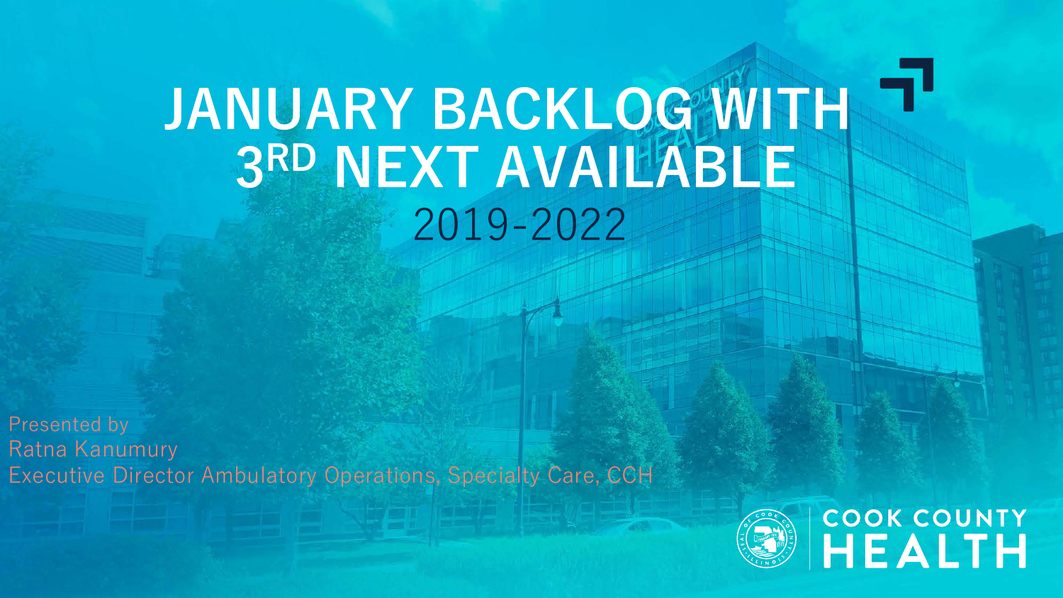# JANUARY BACKLOG WITH 3RD NEXT AVAILABLE

## 2019-2022

Presented by
Ratna Kanumury
Executive Director Ambulatory Operations, Specialty Care, CCH

COOK COUNTY HEALTH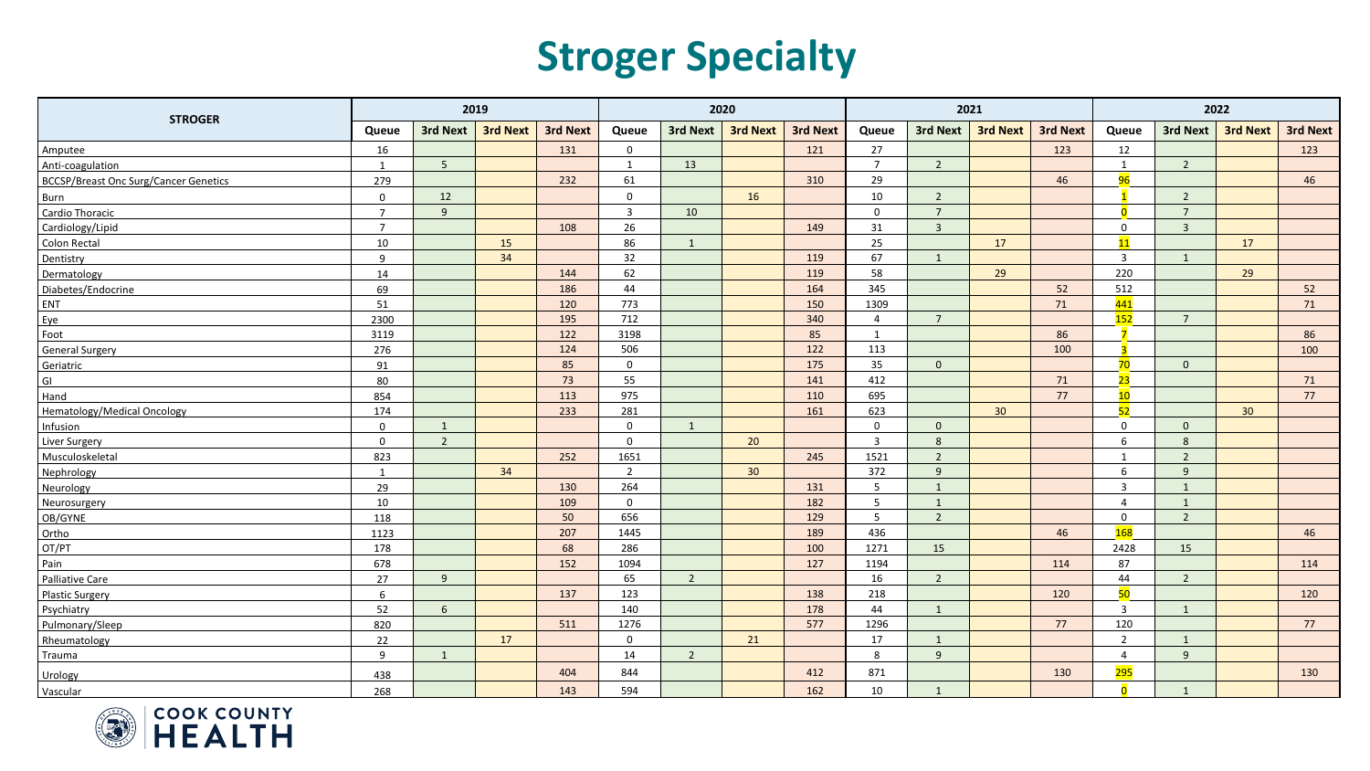# Stroger Specialty

| STROGER | 2019 | | | | 2020 | | | | 2021 | | | | 2022 | | | |
|---|---|---|---|---|---|---|---|---|---|---|---|---|---|---|---|---|
| | Queue | 3rd Next | 3rd Next | 3rd Next | Queue | 3rd Next | 3rd Next | 3rd Next | Queue | 3rd Next | 3rd Next | 3rd Next | Queue | 3rd Next | 3rd Next | 3rd Next |
| Amputee | 16 | | | 131 | 0 | | | 121 | 27 | | | 123 | 12 | | | 123 |
| Anti-coagulation | 1 | 5 | | | 1 | 13 | | | 7 | 2 | | | 1 | 2 | | |
| BCCSP/Breast Onc Surg/Cancer Genetics | 279 | | | 232 | 61 | | | 310 | 29 | | | 46 | 96 | | | 46 |
| Burn | 0 | 12 | | | 0 | | 16 | | 10 | 2 | | | 1 | 2 | | |
| Cardio Thoracic | 7 | 9 | | | 3 | 10 | | | 0 | 7 | | | 0 | 7 | | |
| Cardiology/Lipid | 7 | | | 108 | 26 | | | 149 | 31 | 3 | | | 0 | 3 | | |
| Colon Rectal | 10 | | 15 | | 86 | 1 | | | 25 | | 17 | | 11 | | 17 | |
| Dentistry | 9 | | 34 | | 32 | | | 119 | 67 | 1 | | | 3 | 1 | | |
| Dermatology | 14 | | | 144 | 62 | | | 119 | 58 | | 29 | | 220 | | 29 | |
| Diabetes/Endocrine | 69 | | | 186 | 44 | | | 164 | 345 | | | 52 | 512 | | | 52 |
| ENT | 51 | | | 120 | 773 | | | 150 | 1309 | | | 71 | 441 | | | 71 |
| Eye | 2300 | | | 195 | 712 | | | 340 | 4 | 7 | | | 152 | 7 | | |
| Foot | 3119 | | | 122 | 3198 | | | 85 | 1 | | | 86 | 7 | | | 86 |
| General Surgery | 276 | | | 124 | 506 | | | 122 | 113 | | | 100 | 3 | | | 100 |
| Geriatric | 91 | | | 85 | 0 | | | 175 | 35 | 0 | | | 70 | 0 | | |
| GI | 80 | | | 73 | 55 | | | 141 | 412 | | | 71 | 23 | | | 71 |
| Hand | 854 | | | 113 | 975 | | | 110 | 695 | | | 77 | 10 | | | 77 |
| Hematology/Medical Oncology | 174 | | | 233 | 281 | | | 161 | 623 | | 30 | | 52 | | 30 | |
| Infusion | 0 | 1 | | | 0 | 1 | | | 0 | 0 | | | 0 | 0 | | |
| Liver Surgery | 0 | 2 | | | 0 | | 20 | | 3 | 8 | | | 6 | 8 | | |
| Musculoskeletal | 823 | | | 252 | 1651 | | | 245 | 1521 | 2 | | | 1 | 2 | | |
| Nephrology | 1 | | 34 | | 2 | | 30 | | 372 | 9 | | | 6 | 9 | | |
| Neurology | 29 | | | 130 | 264 | | | 131 | 5 | 1 | | | 3 | 1 | | |
| Neurosurgery | 10 | | | 109 | 0 | | | 182 | 5 | 1 | | | 4 | 1 | | |
| OB/GYNE | 118 | | | 50 | 656 | | | 129 | 5 | 2 | | | 0 | 2 | | |
| Ortho | 1123 | | | 207 | 1445 | | | 189 | 436 | | | 46 | 168 | | | 46 |
| OT/PT | 178 | | | 68 | 286 | | | 100 | 1271 | 15 | | | 2428 | 15 | | |
| Pain | 678 | | | 152 | 1094 | | | 127 | 1194 | | | 114 | 87 | | | 114 |
| Palliative Care | 27 | 9 | | | 65 | 2 | | | 16 | 2 | | | 44 | 2 | | |
| Plastic Surgery | 6 | | | 137 | 123 | | | 138 | 218 | | | 120 | 50 | | | 120 |
| Psychiatry | 52 | 6 | | | 140 | | | 178 | 44 | 1 | | | 3 | 1 | | |
| Pulmonary/Sleep | 820 | | | 511 | 1276 | | | 577 | 1296 | | | 77 | 120 | | | 77 |
| Rheumatology | 22 | | 17 | | 0 | | 21 | | 17 | 1 | | | 2 | 1 | | |
| Trauma | 9 | 1 | | | 14 | 2 | | | 8 | 9 | | | 4 | 9 | | |
| Urology | 438 | | | 404 | 844 | | | 412 | 871 | | | 130 | 295 | | | 130 |
| Vascular | 268 | | | 143 | 594 | | | 162 | 10 | 1 | | | 0 | 1 | | |

COOK COUNTY HEALTH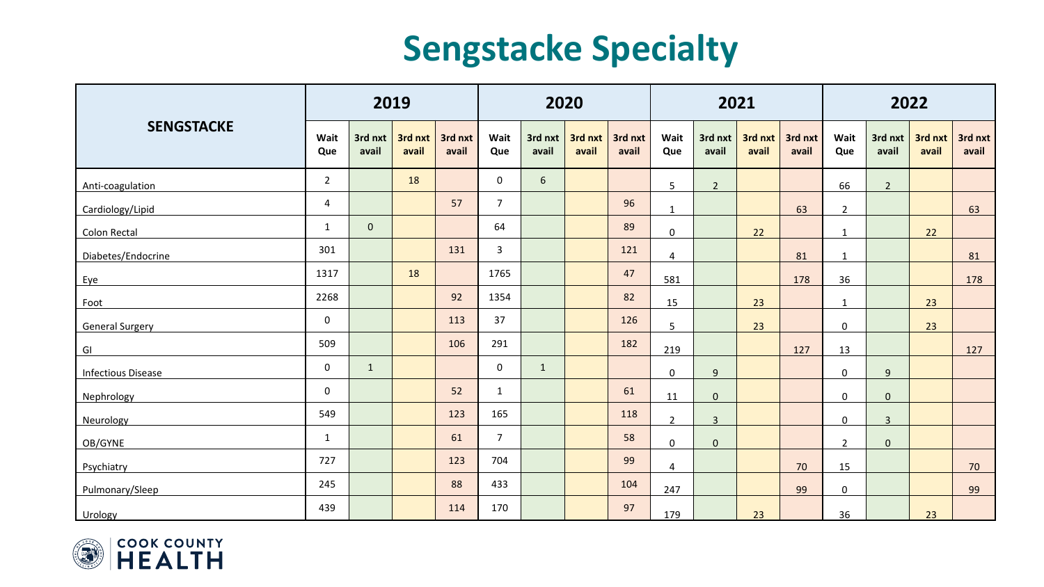# Sengstacke Specialty

| SENGSTACKE | 2019 | | | | 2020 | | | | 2021 | | | | 2022 | | | |
|---|---|---|---|---|---|---|---|---|---|---|---|---|---|---|---|---|
| | Wait Que | 3rd nxt avail | 3rd nxt avail | 3rd nxt avail | Wait Que | 3rd nxt avail | 3rd nxt avail | 3rd nxt avail | Wait Que | 3rd nxt avail | 3rd nxt avail | 3rd nxt avail | Wait Que | 3rd nxt avail | 3rd nxt avail | 3rd nxt avail |
| Anti-coagulation | 2 | | 18 | | 0 | 6 | | | 5 | 2 | | | 66 | 2 | | |
| Cardiology/Lipid | 4 | | | 57 | 7 | | | 96 | 1 | | | 63 | 2 | | | 63 |
| Colon Rectal | 1 | 0 | | | 64 | | | 89 | 0 | | 22 | | 1 | | 22 | |
| Diabetes/Endocrine | 301 | | | 131 | 3 | | | 121 | 4 | | | 81 | 1 | | | 81 |
| Eye | 1317 | | 18 | | 1765 | | | 47 | 581 | | | 178 | 36 | | | 178 |
| Foot | 2268 | | | 92 | 1354 | | | 82 | 15 | | 23 | | 1 | | 23 | |
| General Surgery | 0 | | | 113 | 37 | | | 126 | 5 | | 23 | | 0 | | 23 | |
| GI | 509 | | | 106 | 291 | | | 182 | 219 | | | 127 | 13 | | | 127 |
| Infectious Disease | 0 | 1 | | | 0 | 1 | | | 0 | 9 | | | 0 | 9 | | |
| Nephrology | 0 | | | 52 | 1 | | | 61 | 11 | 0 | | | 0 | 0 | | |
| Neurology | 549 | | | 123 | 165 | | | 118 | 2 | 3 | | | 0 | 3 | | |
| OB/GYNE | 1 | | | 61 | 7 | | | 58 | 0 | 0 | | | 2 | 0 | | |
| Psychiatry | 727 | | | 123 | 704 | | | 99 | 4 | | | 70 | 15 | | | 70 |
| Pulmonary/Sleep | 245 | | | 88 | 433 | | | 104 | 247 | | | 99 | 0 | | | 99 |
| Urology | 439 | | | 114 | 170 | | | 97 | 179 | | 23 | | 36 | | 23 | |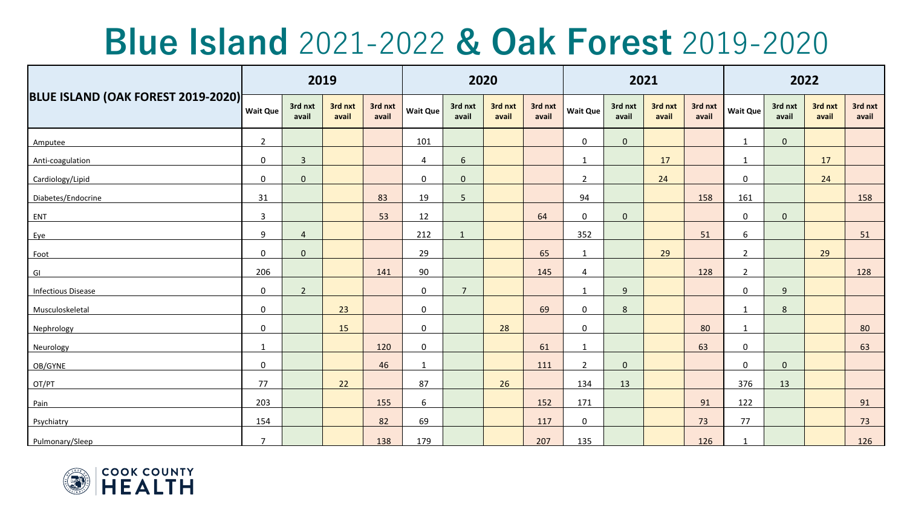# Blue Island 2021-2022 & Oak Forest 2019-2020

| BLUE ISLAND (OAK FOREST 2019-2020) | 2019 | | | | 2020 | | | | 2021 | | | | 2022 | | | |
|---|---|---|---|---|---|---|---|---|---|---|---|---|---|---|---|---|
| | Wait Que | 3rd nxt avail | 3rd nxt avail | 3rd nxt avail | Wait Que | 3rd nxt avail | 3rd nxt avail | 3rd nxt avail | Wait Que | 3rd nxt avail | 3rd nxt avail | 3rd nxt avail | Wait Que | 3rd nxt avail | 3rd nxt avail | 3rd nxt avail |
| Amputee | 2 | | | | 101 | | | | 0 | 0 | | | 1 | 0 | | |
| Anti-coagulation | 0 | 3 | | | 4 | 6 | | | 1 | | 17 | | 1 | | 17 | |
| Cardiology/Lipid | 0 | 0 | | | 0 | 0 | | | 2 | | 24 | | 0 | | 24 | |
| Diabetes/Endocrine | 31 | | | 83 | 19 | 5 | | | 94 | | | 158 | 161 | | | 158 |
| ENT | 3 | | | 53 | 12 | | | 64 | 0 | 0 | | | 0 | 0 | | |
| Eye | 9 | 4 | | | 212 | 1 | | | 352 | | | 51 | 6 | | | 51 |
| Foot | 0 | 0 | | | 29 | | | 65 | 1 | | 29 | | 2 | | 29 | |
| GI | 206 | | | 141 | 90 | | | 145 | 4 | | | 128 | 2 | | | 128 |
| Infectious Disease | 0 | 2 | | | 0 | 7 | | | 1 | 9 | | | 0 | 9 | | |
| Musculoskeletal | 0 | | 23 | | 0 | | | 69 | 0 | 8 | | | 1 | 8 | | |
| Nephrology | 0 | | 15 | | 0 | | 28 | | 0 | | | 80 | 1 | | | 80 |
| Neurology | 1 | | | 120 | 0 | | | 61 | 1 | | | 63 | 0 | | | 63 |
| OB/GYNE | 0 | | | 46 | 1 | | | 111 | 2 | 0 | | | 0 | 0 | | |
| OT/PT | 77 | | 22 | | 87 | | 26 | | 134 | 13 | | | 376 | 13 | | |
| Pain | 203 | | | 155 | 6 | | | 152 | 171 | | | 91 | 122 | | | 91 |
| Psychiatry | 154 | | | 82 | 69 | | | 117 | 0 | | | 73 | 77 | | | 73 |
| Pulmonary/Sleep | 7 | | | 138 | 179 | | | 207 | 135 | | | 126 | 1 | | | 126 |

COOK COUNTY HEALTH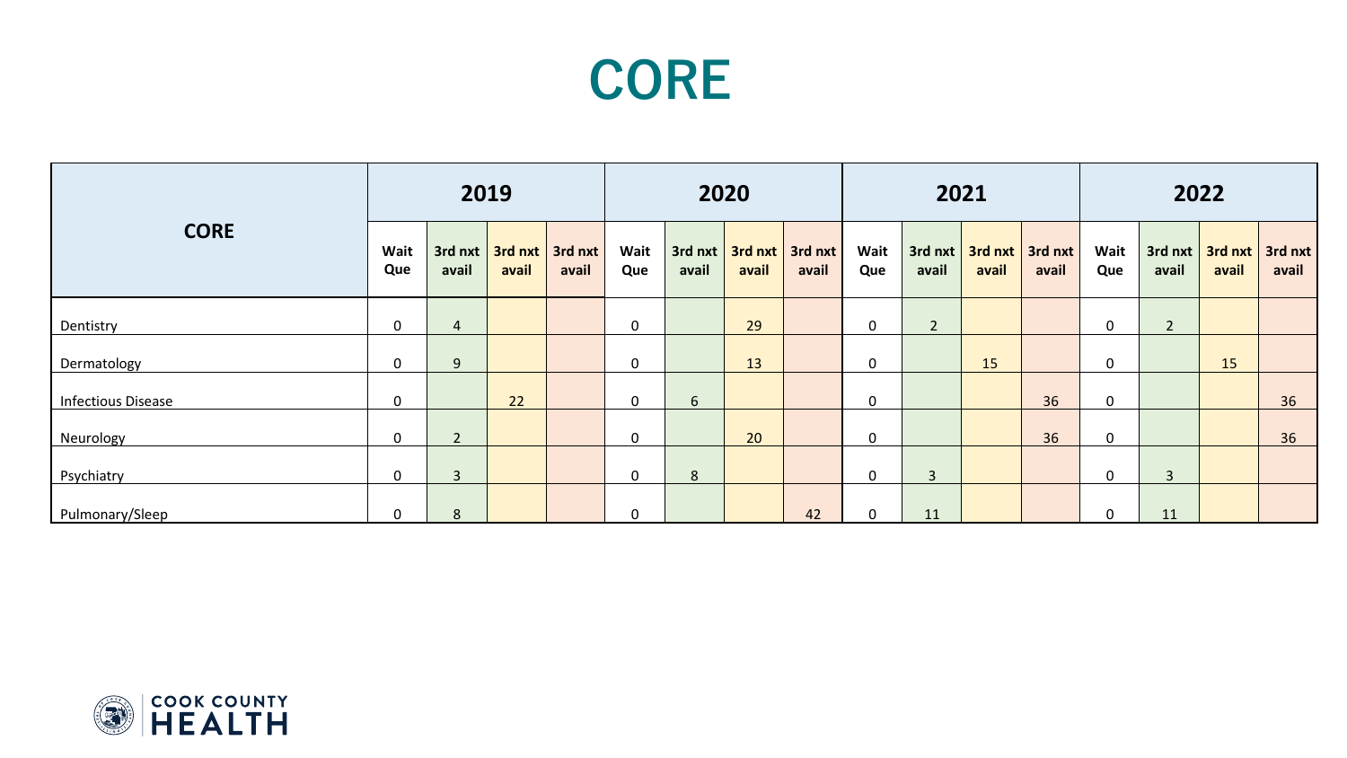# CORE

| CORE | 2019 | | | | 2020 | | | | 2021 | | | | 2022 | | | |
|---|---|---|---|---|---|---|---|---|---|---|---|---|---|---|---|---|
| | Wait Que | 3rd nxt avail | 3rd nxt avail | 3rd nxt avail | Wait Que | 3rd nxt avail | 3rd nxt avail | 3rd nxt avail | Wait Que | 3rd nxt avail | 3rd nxt avail | 3rd nxt avail | Wait Que | 3rd nxt avail | 3rd nxt avail | 3rd nxt avail |
| Dentistry | 0 | 4 | | | 0 | | 29 | | 0 | 2 | | | 0 | 2 | | |
| Dermatology | 0 | 9 | | | 0 | | 13 | | 0 | | 15 | | 0 | | 15 | |
| Infectious Disease | 0 | | 22 | | 0 | 6 | | | 0 | | | 36 | 0 | | | 36 |
| Neurology | 0 | 2 | | | 0 | | 20 | | 0 | | | 36 | 0 | | | 36 |
| Psychiatry | 0 | 3 | | | 0 | 8 | | | 0 | 3 | | | 0 | 3 | | |
| Pulmonary/Sleep | 0 | 8 | | | 0 | | | 42 | 0 | 11 | | | 0 | 11 | | |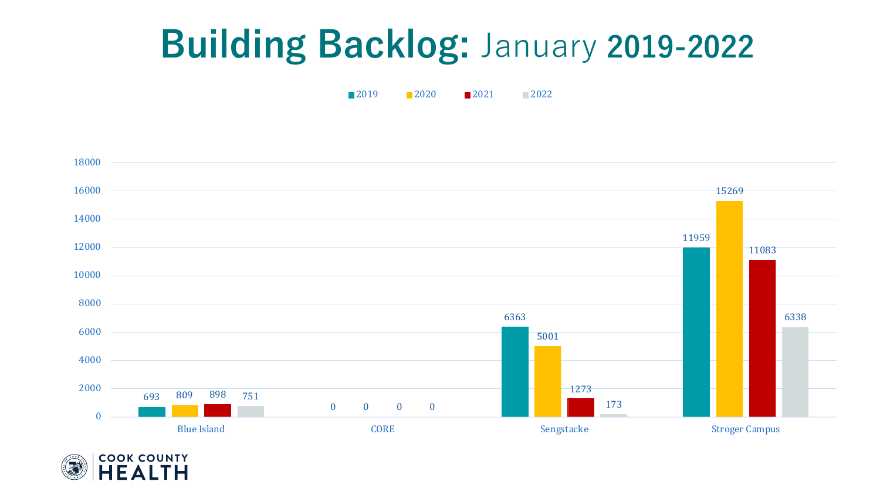# Building Backlog: January 2019-2022

| | 2019 | 2020 | 2021 | 2022 |
|---|---|---|---|---|
| Blue Island | 693 | 809 | 898 | 751 |
| CORE | 0 | 0 | 0 | 0 |
| Sengstacke | 6363 | 5001 | 1273 | 173 |
| Stroger Campus | 11959 | 15269 | 11083 | 6338 |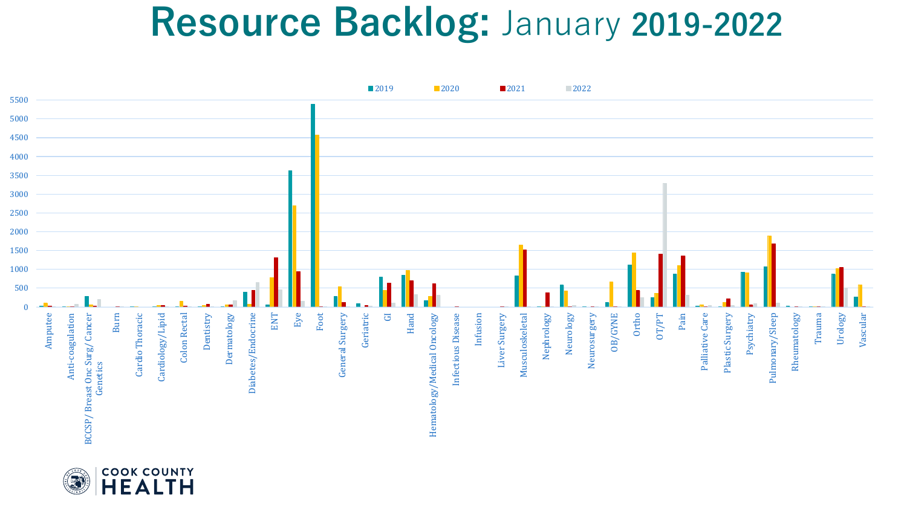# Resource Backlog: January 2019-2022

2019
2020
2021
2022

5500
5000
4500
4000
3500
3000
2500
2000
1500
1000
500
0

Amputee
Anti-coagulation
BCCSP/ Breast Onc Surg/ Cancer Genetics
Burn
Cardio Thoracic
Cardiology/Lipid
Colon Rectal
Dentistry
Dermatology
Diabetes/Endocrine
ENT
Eye
Foot
General Surgery
Geriatric
GI
Hand
Hematology/Medical Oncology
Infectious Disease
Infusion
Liver Surgery
Musculoskeletal
Nephrology
Neurology
Neurosurgery
OB/GYNE
Ortho
OT/PT
Pain
Palliative Care
Plastic Surgery
Psychiatry
Pulmonary/Sleep
Rheumatology
Trauma
Urology
Vascular

COOK COUNTY HEALTH